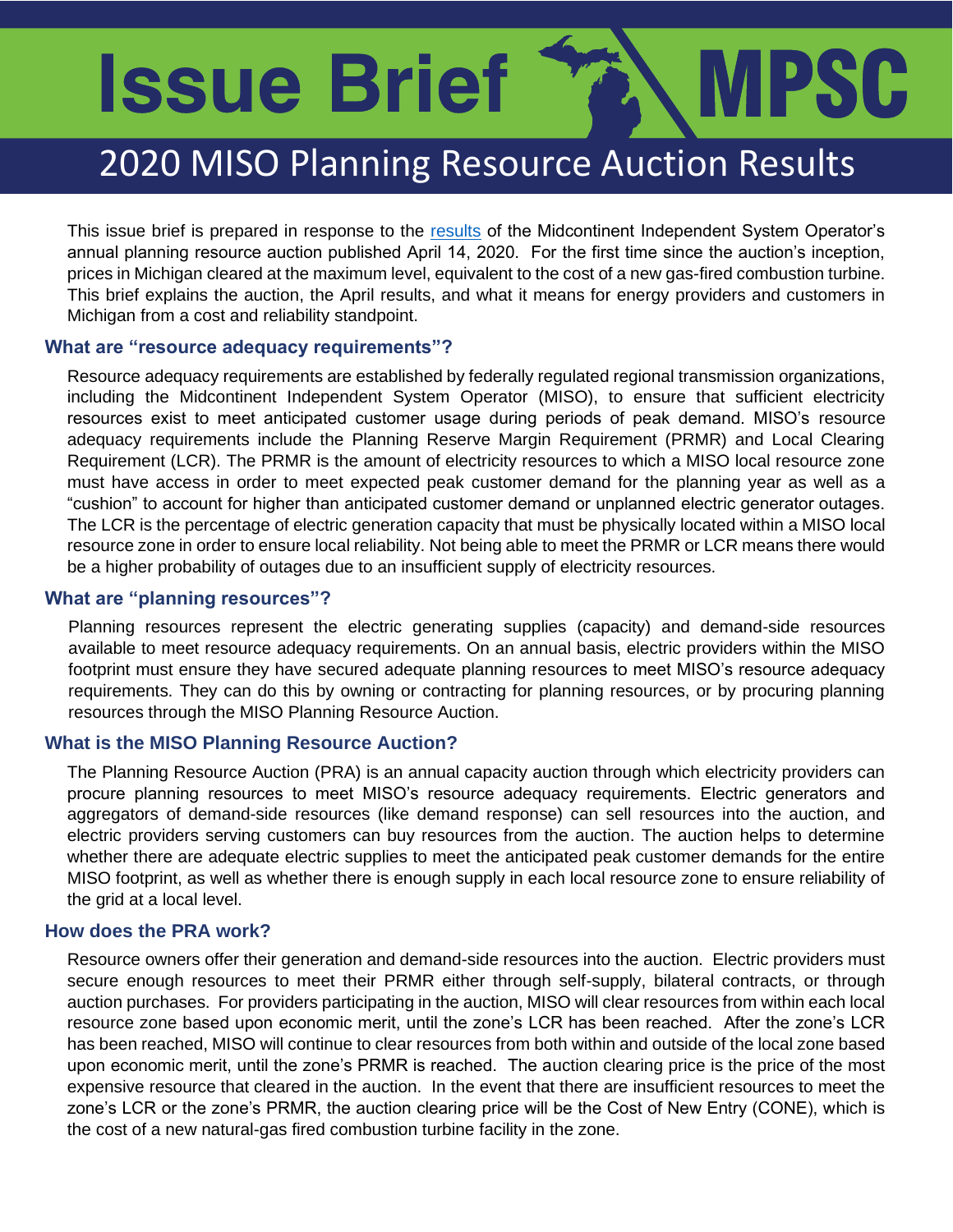# Issue Brief MPSC

## 2020 MISO Planning Resource Auction Results

This issue brief is prepared in response to the results of the Midcontinent Independent System Operator's annual planning resource auction published April 14, 2020. For the first time since the auction's inception, prices in Michigan cleared at the maximum level, equivalent to the cost of a new gas-fired combustion turbine. This brief explains the auction, the April results, and what it means for energy providers and customers in Michigan from a cost and reliability standpoint.

### What are "resource adequacy requirements"?

Resource adequacy requirements are established by federally regulated regional transmission organizations, including the Midcontinent Independent System Operator (MISO), to ensure that sufficient electricity resources exist to meet anticipated customer usage during periods of peak demand. MISO's resource adequacy requirements include the Planning Reserve Margin Requirement (PRMR) and Local Clearing Requirement (LCR). The PRMR is the amount of electricity resources to which a MISO local resource zone must have access in order to meet expected peak customer demand for the planning year as well as a "cushion" to account for higher than anticipated customer demand or unplanned electric generator outages. The LCR is the percentage of electric generation capacity that must be physically located within a MISO local resource zone in order to ensure local reliability. Not being able to meet the PRMR or LCR means there would be a higher probability of outages due to an insufficient supply of electricity resources.

### What are "planning resources"?

Planning resources represent the electric generating supplies (capacity) and demand-side resources available to meet resource adequacy requirements. On an annual basis, electric providers within the MISO footprint must ensure they have secured adequate planning resources to meet MISO's resource adequacy requirements. They can do this by owning or contracting for planning resources, or by procuring planning resources through the MISO Planning Resource Auction.

### What is the MISO Planning Resource Auction?

The Planning Resource Auction (PRA) is an annual capacity auction through which electricity providers can procure planning resources to meet MISO's resource adequacy requirements. Electric generators and aggregators of demand-side resources (like demand response) can sell resources into the auction, and electric providers serving customers can buy resources from the auction. The auction helps to determine whether there are adequate electric supplies to meet the anticipated peak customer demands for the entire MISO footprint, as well as whether there is enough supply in each local resource zone to ensure reliability of the grid at a local level.

### How does the PRA work?

Resource owners offer their generation and demand-side resources into the auction. Electric providers must secure enough resources to meet their PRMR either through self-supply, bilateral contracts, or through auction purchases. For providers participating in the auction, MISO will clear resources from within each local resource zone based upon economic merit, until the zone's LCR has been reached. After the zone's LCR has been reached, MISO will continue to clear resources from both within and outside of the local zone based upon economic merit, until the zone's PRMR is reached. The auction clearing price is the price of the most expensive resource that cleared in the auction. In the event that there are insufficient resources to meet the zone's LCR or the zone's PRMR, the auction clearing price will be the Cost of New Entry (CONE), which is the cost of a new natural-gas fired combustion turbine facility in the zone.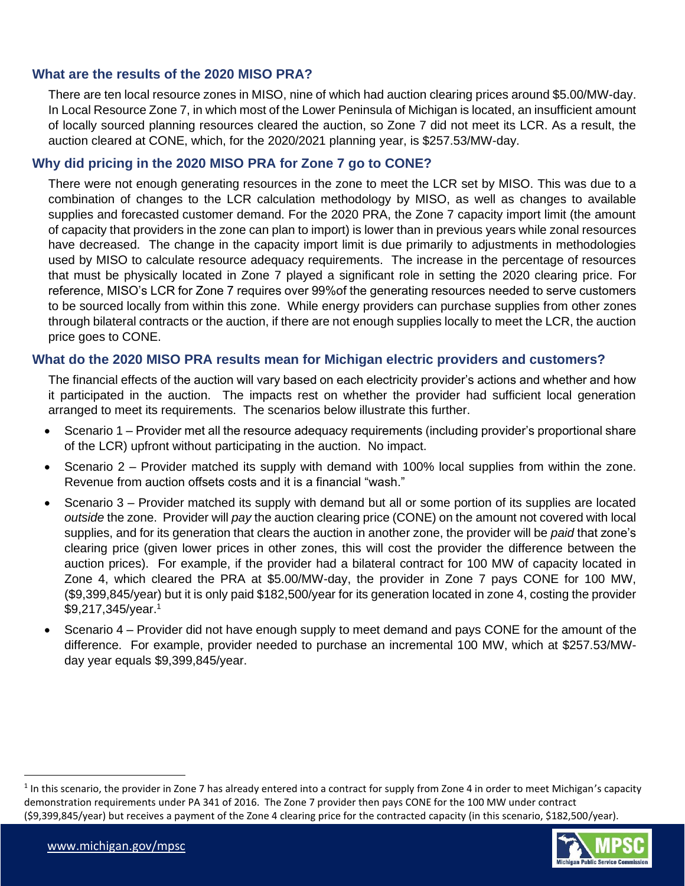### What are the results of the 2020 MISO PRA?

There are ten local resource zones in MISO, nine of which had auction clearing prices around $5.00/MW-day. In Local Resource Zone 7, in which most of the Lower Peninsula of Michigan is located, an insufficient amount of locally sourced planning resources cleared the auction, so Zone 7 did not meet its LCR. As a result, the auction cleared at CONE, which, for the 2020/2021 planning year, is $257.53/MW-day.

### Why did pricing in the 2020 MISO PRA for Zone 7 go to CONE?

There were not enough generating resources in the zone to meet the LCR set by MISO. This was due to a combination of changes to the LCR calculation methodology by MISO, as well as changes to available supplies and forecasted customer demand. For the 2020 PRA, the Zone 7 capacity import limit (the amount of capacity that providers in the zone can plan to import) is lower than in previous years while zonal resources have decreased. The change in the capacity import limit is due primarily to adjustments in methodologies used by MISO to calculate resource adequacy requirements. The increase in the percentage of resources that must be physically located in Zone 7 played a significant role in setting the 2020 clearing price. For reference, MISO's LCR for Zone 7 requires over 99%of the generating resources needed to serve customers to be sourced locally from within this zone. While energy providers can purchase supplies from other zones through bilateral contracts or the auction, if there are not enough supplies locally to meet the LCR, the auction price goes to CONE.

### What do the 2020 MISO PRA results mean for Michigan electric providers and customers?

The financial effects of the auction will vary based on each electricity provider's actions and whether and how it participated in the auction. The impacts rest on whether the provider had sufficient local generation arranged to meet its requirements. The scenarios below illustrate this further.

- Scenario 1 – Provider met all the resource adequacy requirements (including provider's proportional share of the LCR) upfront without participating in the auction. No impact.
- Scenario 2 – Provider matched its supply with demand with 100% local supplies from within the zone. Revenue from auction offsets costs and it is a financial "wash."
- Scenario 3 – Provider matched its supply with demand but all or some portion of its supplies are located *outside* the zone. Provider will *pay* the auction clearing price (CONE) on the amount not covered with local supplies, and for its generation that clears the auction in another zone, the provider will be *paid* that zone's clearing price (given lower prices in other zones, this will cost the provider the difference between the auction prices). For example, if the provider had a bilateral contract for 100 MW of capacity located in Zone 4, which cleared the PRA at $5.00/MW-day, the provider in Zone 7 pays CONE for 100 MW, ($9,399,845/year) but it is only paid $182,500/year for its generation located in zone 4, costing the provider $9,217,345/year.[1]
- Scenario 4 – Provider did not have enough supply to meet demand and pays CONE for the amount of the difference. For example, provider needed to purchase an incremental 100 MW, which at $257.53/MW-day year equals $9,399,845/year.

[1] In this scenario, the provider in Zone 7 has already entered into a contract for supply from Zone 4 in order to meet Michigan's capacity demonstration requirements under PA 341 of 2016. The Zone 7 provider then pays CONE for the 100 MW under contract ($9,399,845/year) but receives a payment of the Zone 4 clearing price for the contracted capacity (in this scenario, $182,500/year).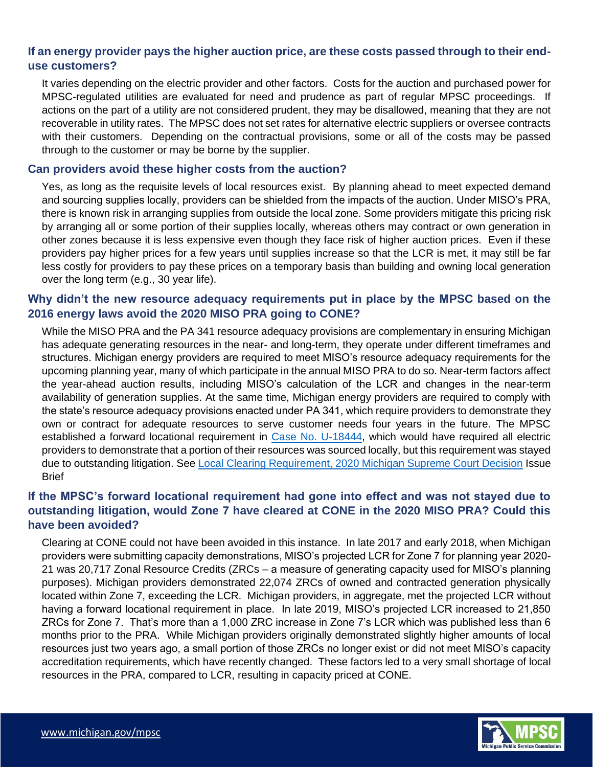### If an energy provider pays the higher auction price, are these costs passed through to their end-use customers?

It varies depending on the electric provider and other factors. Costs for the auction and purchased power for MPSC-regulated utilities are evaluated for need and prudence as part of regular MPSC proceedings. If actions on the part of a utility are not considered prudent, they may be disallowed, meaning that they are not recoverable in utility rates. The MPSC does not set rates for alternative electric suppliers or oversee contracts with their customers. Depending on the contractual provisions, some or all of the costs may be passed through to the customer or may be borne by the supplier.

### Can providers avoid these higher costs from the auction?

Yes, as long as the requisite levels of local resources exist. By planning ahead to meet expected demand and sourcing supplies locally, providers can be shielded from the impacts of the auction. Under MISO's PRA, there is known risk in arranging supplies from outside the local zone. Some providers mitigate this pricing risk by arranging all or some portion of their supplies locally, whereas others may contract or own generation in other zones because it is less expensive even though they face risk of higher auction prices. Even if these providers pay higher prices for a few years until supplies increase so that the LCR is met, it may still be far less costly for providers to pay these prices on a temporary basis than building and owning local generation over the long term (e.g., 30 year life).

### Why didn't the new resource adequacy requirements put in place by the MPSC based on the 2016 energy laws avoid the 2020 MISO PRA going to CONE?

While the MISO PRA and the PA 341 resource adequacy provisions are complementary in ensuring Michigan has adequate generating resources in the near- and long-term, they operate under different timeframes and structures. Michigan energy providers are required to meet MISO's resource adequacy requirements for the upcoming planning year, many of which participate in the annual MISO PRA to do so. Near-term factors affect the year-ahead auction results, including MISO's calculation of the LCR and changes in the near-term availability of generation supplies. At the same time, Michigan energy providers are required to comply with the state's resource adequacy provisions enacted under PA 341, which require providers to demonstrate they own or contract for adequate resources to serve customer needs four years in the future. The MPSC established a forward locational requirement in Case No. U-18444, which would have required all electric providers to demonstrate that a portion of their resources was sourced locally, but this requirement was stayed due to outstanding litigation. See Local Clearing Requirement, 2020 Michigan Supreme Court Decision Issue Brief

### If the MPSC's forward locational requirement had gone into effect and was not stayed due to outstanding litigation, would Zone 7 have cleared at CONE in the 2020 MISO PRA? Could this have been avoided?

Clearing at CONE could not have been avoided in this instance. In late 2017 and early 2018, when Michigan providers were submitting capacity demonstrations, MISO's projected LCR for Zone 7 for planning year 2020-21 was 20,717 Zonal Resource Credits (ZRCs – a measure of generating capacity used for MISO's planning purposes). Michigan providers demonstrated 22,074 ZRCs of owned and contracted generation physically located within Zone 7, exceeding the LCR. Michigan providers, in aggregate, met the projected LCR without having a forward locational requirement in place. In late 2019, MISO's projected LCR increased to 21,850 ZRCs for Zone 7. That's more than a 1,000 ZRC increase in Zone 7's LCR which was published less than 6 months prior to the PRA. While Michigan providers originally demonstrated slightly higher amounts of local resources just two years ago, a small portion of those ZRCs no longer exist or did not meet MISO's capacity accreditation requirements, which have recently changed. These factors led to a very small shortage of local resources in the PRA, compared to LCR, resulting in capacity priced at CONE.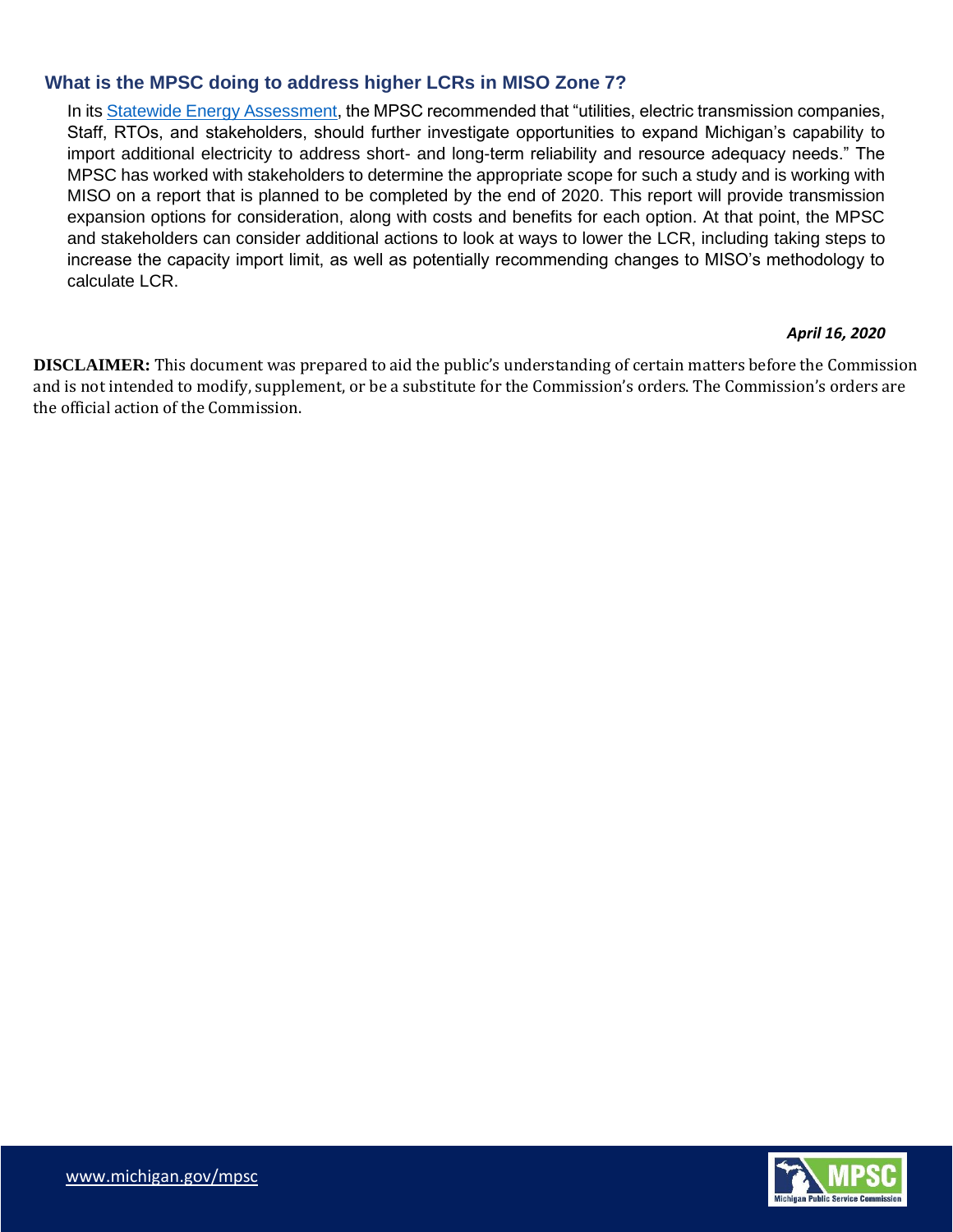## What is the MPSC doing to address higher LCRs in MISO Zone 7?

In its Statewide Energy Assessment, the MPSC recommended that "utilities, electric transmission companies, Staff, RTOs, and stakeholders, should further investigate opportunities to expand Michigan's capability to import additional electricity to address short- and long-term reliability and resource adequacy needs." The MPSC has worked with stakeholders to determine the appropriate scope for such a study and is working with MISO on a report that is planned to be completed by the end of 2020. This report will provide transmission expansion options for consideration, along with costs and benefits for each option. At that point, the MPSC and stakeholders can consider additional actions to look at ways to lower the LCR, including taking steps to increase the capacity import limit, as well as potentially recommending changes to MISO's methodology to calculate LCR.

***April 16, 2020***

**DISCLAIMER:** This document was prepared to aid the public's understanding of certain matters before the Commission and is not intended to modify, supplement, or be a substitute for the Commission's orders. The Commission's orders are the official action of the Commission.